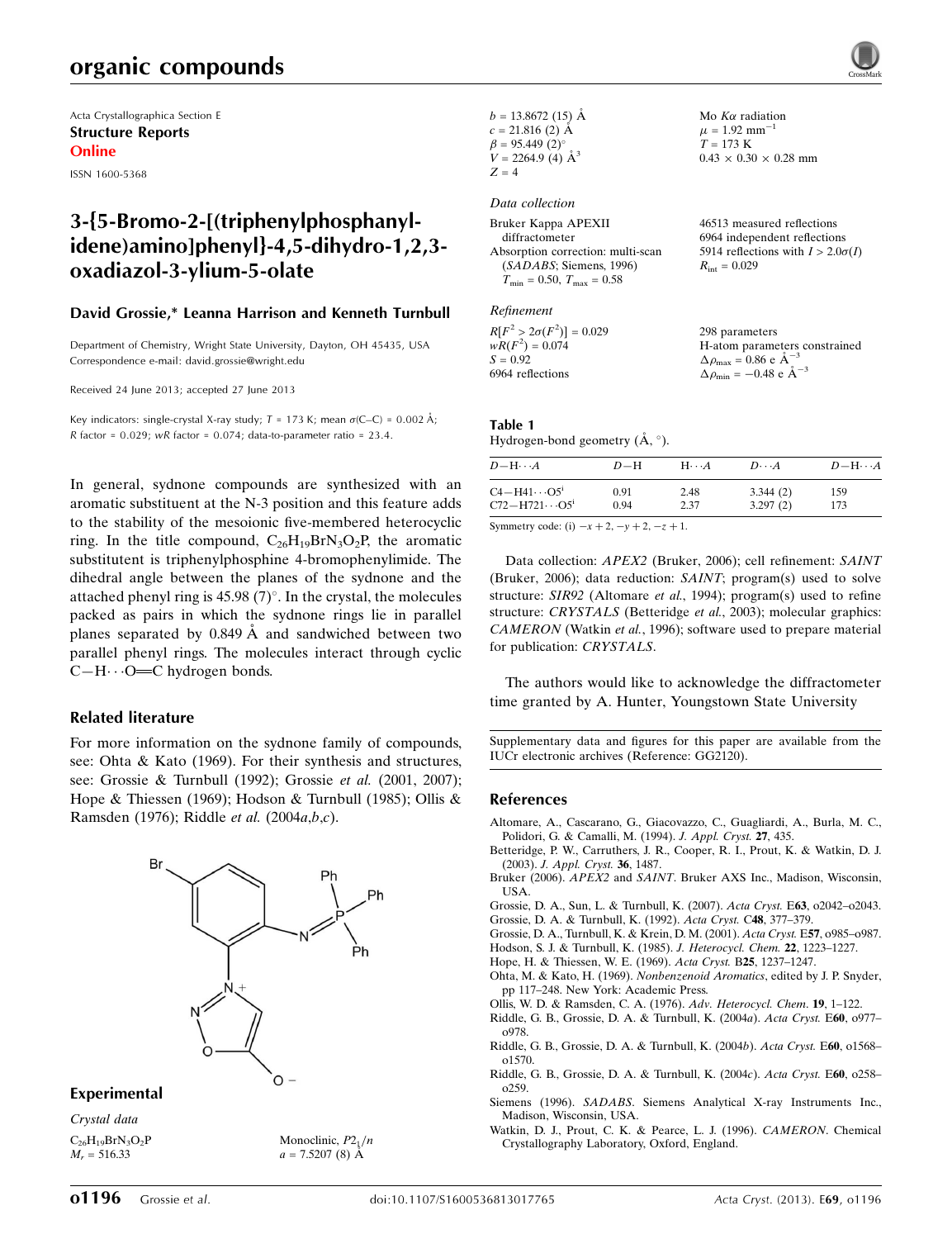# organic compounds

Acta Crystallographica Section E
**Structure Reports Online**

ISSN 1600-5368

## 3-{5-Bromo-2-[(triphenylphosphanylidene)amino]phenyl}-4,5-dihydro-1,2,3-oxadiazol-3-ylium-5-olate

**David Grossie,\* Leanna Harrison and Kenneth Turnbull**

Department of Chemistry, Wright State University, Dayton, OH 45435, USA
Correspondence e-mail: david.grossie@wright.edu

Received 24 June 2013; accepted 27 June 2013

Key indicators: single-crystal X-ray study; $T$ = 173 K; mean $\sigma$(C–C) = 0.002 Å; $R$ factor = 0.029; $wR$ factor = 0.074; data-to-parameter ratio = 23.4.

In general, sydnone compounds are synthesized with an aromatic substituent at the N-3 position and this feature adds to the stability of the mesoionic five-membered heterocyclic ring. In the title compound, $C_{26}H_{19}BrN_3O_2P$, the aromatic substitutent is triphenylphosphine 4-bromophenylimide. The dihedral angle between the planes of the sydnone and the attached phenyl ring is 45.98 (7)°. In the crystal, the molecules packed as pairs in which the sydnone rings lie in parallel planes separated by 0.849 Å and sandwiched between two parallel phenyl rings. The molecules interact through cyclic C—H$\cdots$O=C hydrogen bonds.

### Related literature

For more information on the sydnone family of compounds, see: Ohta & Kato (1969). For their synthesis and structures, see: Grossie & Turnbull (1992); Grossie *et al.* (2001, 2007); Hope & Thiessen (1969); Hodson & Turnbull (1985); Ollis & Ramsden (1976); Riddle *et al.* (2004*a*,*b*,*c*).

### Experimental

#### Crystal data

$C_{26}H_{19}BrN_3O_2P$
$M_r$ = 516.33
Monoclinic, $P2_1/n$
$a$ = 7.5207 (8) Å
$b$ = 13.8672 (15) Å
$c$ = 21.816 (2) Å
$\beta$ = 95.449 (2)°
$V$ = 2264.9 (4) Å$^3$
$Z$ = 4
Mo $K\alpha$ radiation
$\mu$ = 1.92 mm$^{-1}$
$T$ = 173 K
0.43 × 0.30 × 0.28 mm

#### Data collection

Bruker Kappa APEXII diffractometer
Absorption correction: multi-scan (*SADABS*; Siemens, 1996)
$T_{min}$ = 0.50, $T_{max}$ = 0.58
46513 measured reflections
6964 independent reflections
5914 reflections with $I > 2.0\sigma(I)$
$R_{int}$ = 0.029

#### Refinement

$R[F^2 > 2\sigma(F^2)]$ = 0.029
$wR(F^2)$ = 0.074
$S$ = 0.92
6964 reflections
298 parameters
H-atom parameters constrained
$\Delta\rho_{max}$ = 0.86 e Å$^{-3}$
$\Delta\rho_{min}$ = −0.48 e Å$^{-3}$

**Table 1**
Hydrogen-bond geometry (Å, °).

| $D$—H$\cdots$$A$ | $D$—H | H$\cdots$$A$ | $D\cdots A$ | $D$—H$\cdots$$A$ |
|---|---|---|---|---|
| C4—H41$\cdots$O5$^{i}$ | 0.91 | 2.48 | 3.344 (2) | 159 |
| C72—H721$\cdots$O5$^{i}$ | 0.94 | 2.37 | 3.297 (2) | 173 |

Symmetry code: (i) $-x+2, -y+2, -z+1$.

Data collection: *APEX2* (Bruker, 2006); cell refinement: *SAINT* (Bruker, 2006); data reduction: *SAINT*; program(s) used to solve structure: *SIR92* (Altomare *et al.*, 1994); program(s) used to refine structure: *CRYSTALS* (Betteridge *et al.*, 2003); molecular graphics: *CAMERON* (Watkin *et al.*, 1996); software used to prepare material for publication: *CRYSTALS*.

The authors would like to acknowledge the diffractometer time granted by A. Hunter, Youngstown State University

Supplementary data and figures for this paper are available from the IUCr electronic archives (Reference: GG2120).

### References

Altomare, A., Cascarano, G., Giacovazzo, C., Guagliardi, A., Burla, M. C., Polidori, G. & Camalli, M. (1994). *J. Appl. Cryst.* **27**, 435.
Betteridge, P. W., Carruthers, J. R., Cooper, R. I., Prout, K. & Watkin, D. J. (2003). *J. Appl. Cryst.* **36**, 1487.
Bruker (2006). *APEX2* and *SAINT*. Bruker AXS Inc., Madison, Wisconsin, USA.
Grossie, D. A., Sun, L. & Turnbull, K. (2007). *Acta Cryst.* E**63**, o2042–o2043.
Grossie, D. A. & Turnbull, K. (1992). *Acta Cryst.* C**48**, 377–379.
Grossie, D. A., Turnbull, K. & Krein, D. M. (2001). *Acta Cryst.* E**57**, o985–o987.
Hodson, S. J. & Turnbull, K. (1985). *J. Heterocycl. Chem.* **22**, 1223–1227.
Hope, H. & Thiessen, W. E. (1969). *Acta Cryst.* B**25**, 1237–1247.
Ohta, M. & Kato, H. (1969). *Nonbenzenoid Aromatics*, edited by J. P. Snyder, pp 117–248. New York: Academic Press.
Ollis, W. D. & Ramsden, C. A. (1976). *Adv. Heterocycl. Chem.* **19**, 1–122.
Riddle, G. B., Grossie, D. A. & Turnbull, K. (2004*a*). *Acta Cryst.* E**60**, o977–o978.
Riddle, G. B., Grossie, D. A. & Turnbull, K. (2004*b*). *Acta Cryst.* E**60**, o1568–o1570.
Riddle, G. B., Grossie, D. A. & Turnbull, K. (2004*c*). *Acta Cryst.* E**60**, o258–o259.
Siemens (1996). *SADABS*. Siemens Analytical X-ray Instruments Inc., Madison, Wisconsin, USA.
Watkin, D. J., Prout, C. K. & Pearce, L. J. (1996). *CAMERON*. Chemical Crystallography Laboratory, Oxford, England.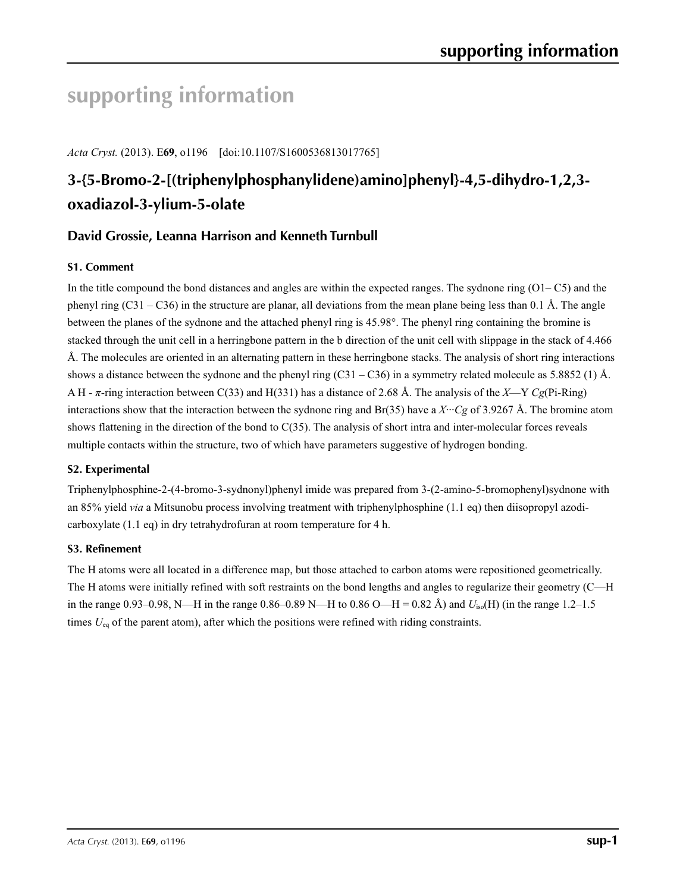# supporting information

*Acta Cryst.* (2013). E**69**, o1196 [doi:10.1107/S1600536813017765]

## 3-{5-Bromo-2-[(triphenylphosphanylidene)amino]phenyl}-4,5-dihydro-1,2,3-oxadiazol-3-ylium-5-olate

### David Grossie, Leanna Harrison and Kenneth Turnbull

### S1. Comment

In the title compound the bond distances and angles are within the expected ranges. The sydnone ring (O1– C5) and the phenyl ring (C31 – C36) in the structure are planar, all deviations from the mean plane being less than 0.1 Å. The angle between the planes of the sydnone and the attached phenyl ring is 45.98°. The phenyl ring containing the bromine is stacked through the unit cell in a herringbone pattern in the b direction of the unit cell with slippage in the stack of 4.466 Å. The molecules are oriented in an alternating pattern in these herringbone stacks. The analysis of short ring interactions shows a distance between the sydnone and the phenyl ring (C31 – C36) in a symmetry related molecule as 5.8852 (1) Å. A H - $\pi$-ring interaction between C(33) and H(331) has a distance of 2.68 Å. The analysis of the *X*—Y *Cg*(Pi-Ring) interactions show that the interaction between the sydnone ring and Br(35) have a *X*···*Cg* of 3.9267 Å. The bromine atom shows flattening in the direction of the bond to C(35). The analysis of short intra and inter-molecular forces reveals multiple contacts within the structure, two of which have parameters suggestive of hydrogen bonding.

### S2. Experimental

Triphenylphosphine-2-(4-bromo-3-sydnonyl)phenyl imide was prepared from 3-(2-amino-5-bromophenyl)sydnone with an 85% yield *via* a Mitsunobu process involving treatment with triphenylphosphine (1.1 eq) then diisopropyl azodi-carboxylate (1.1 eq) in dry tetrahydrofuran at room temperature for 4 h.

### S3. Refinement

The H atoms were all located in a difference map, but those attached to carbon atoms were repositioned geometrically. The H atoms were initially refined with soft restraints on the bond lengths and angles to regularize their geometry (C—H in the range 0.93–0.98, N—H in the range 0.86–0.89 N—H to 0.86 O—H = 0.82 Å) and $U_{iso}$(H) (in the range 1.2–1.5 times $U_{eq}$ of the parent atom), after which the positions were refined with riding constraints.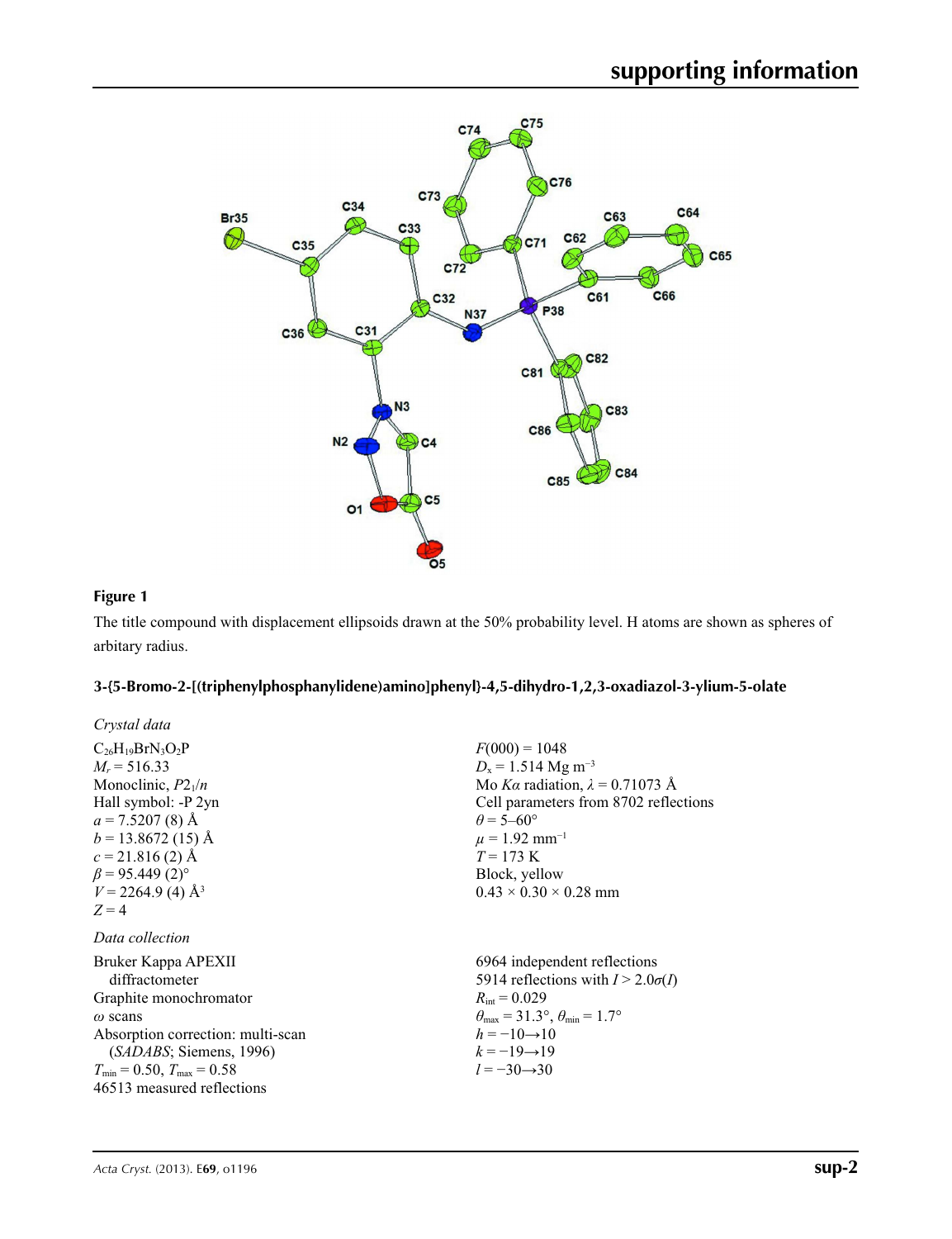## Figure 1

The title compound with displacement ellipsoids drawn at the 50% probability level. H atoms are shown as spheres of arbitary radius.

### 3-{5-Bromo-2-[(triphenylphosphanylidene)amino]phenyl}-4,5-dihydro-1,2,3-oxadiazol-3-ylium-5-olate

*Crystal data*

$C_{26}H_{19}BrN_3O_2P$
$M_r = 516.33$
Monoclinic, $P2_1/n$
Hall symbol: -P 2yn
$a = 7.5207$ (8) Å
$b = 13.8672$ (15) Å
$c = 21.816$ (2) Å
$\beta = 95.449$ (2)°
$V = 2264.9$ (4) Å$^3$
$Z = 4$

$F(000) = 1048$
$D_x = 1.514$ Mg m$^{-3}$
Mo $K\alpha$ radiation, $\lambda = 0.71073$ Å
Cell parameters from 8702 reflections
$\theta = 5$–60°
$\mu = 1.92$ mm$^{-1}$
$T = 173$ K
Block, yellow
0.43 × 0.30 × 0.28 mm

*Data collection*

Bruker Kappa APEXII diffractometer
Graphite monochromator
$\omega$ scans
Absorption correction: multi-scan (*SADABS*; Siemens, 1996)
$T_{min} = 0.50$, $T_{max} = 0.58$
46513 measured reflections

6964 independent reflections
5914 reflections with $I > 2.0\sigma(I)$
$R_{int} = 0.029$
$\theta_{max} = 31.3°$, $\theta_{min} = 1.7°$
$h = -10 \rightarrow 10$
$k = -19 \rightarrow 19$
$l = -30 \rightarrow 30$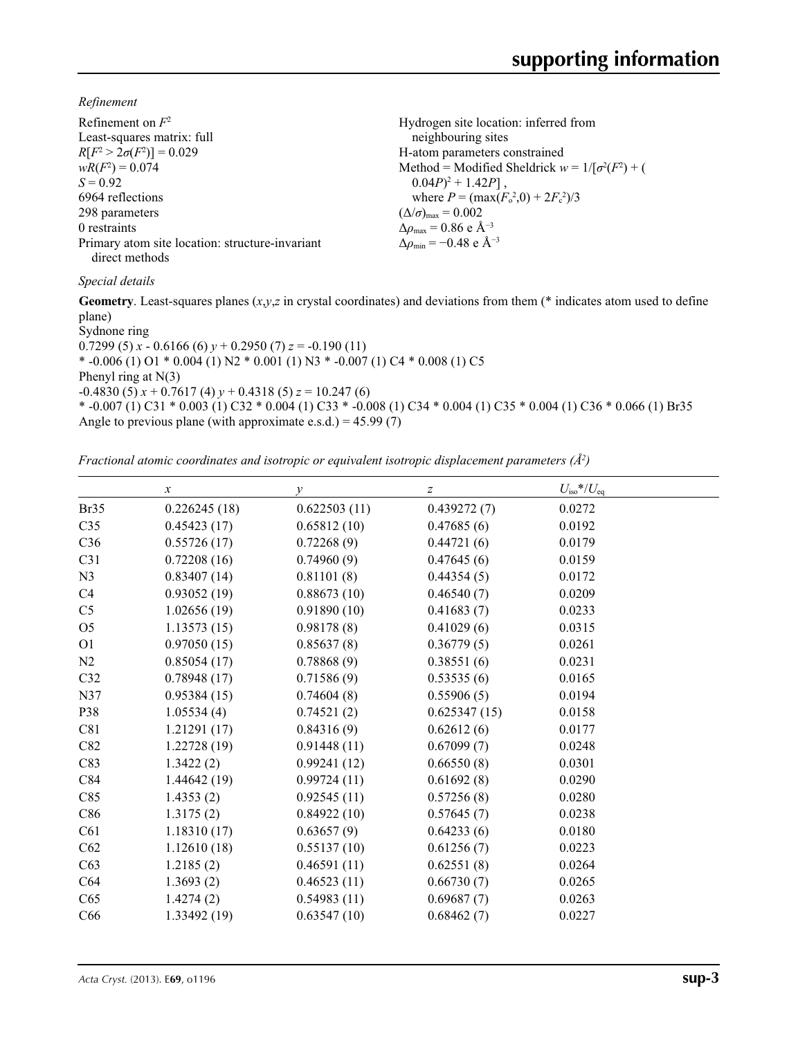*Refinement*

Refinement on $F^2$
Least-squares matrix: full
$R[F^2 > 2\sigma(F^2)] = 0.029$
$wR(F^2) = 0.074$
$S = 0.92$
6964 reflections
298 parameters
0 restraints
Primary atom site location: structure-invariant direct methods
Hydrogen site location: inferred from neighbouring sites
H-atom parameters constrained
Method = Modified Sheldrick $w = 1/[\sigma^2(F^2) + (0.04P)^2 + 1.42P]$ , where $P = (\max(F_o^2,0) + 2F_c^2)/3$
$(\Delta/\sigma)_{max} = 0.002$
$\Delta\rho_{max} = 0.86$ e Å$^{-3}$
$\Delta\rho_{min} = -0.48$ e Å$^{-3}$

*Special details*

**Geometry**. Least-squares planes (*x*,*y*,*z* in crystal coordinates) and deviations from them (* indicates atom used to define plane)
Sydnone ring
0.7299 (5) *x* - 0.6166 (6) *y* + 0.2950 (7) *z* = -0.190 (11)
* -0.006 (1) O1 * 0.004 (1) N2 * 0.001 (1) N3 * -0.007 (1) C4 * 0.008 (1) C5
Phenyl ring at N(3)
-0.4830 (5) *x* + 0.7617 (4) *y* + 0.4318 (5) *z* = 10.247 (6)
* -0.007 (1) C31 * 0.003 (1) C32 * 0.004 (1) C33 * -0.008 (1) C34 * 0.004 (1) C35 * 0.004 (1) C36 * 0.066 (1) Br35
Angle to previous plane (with approximate e.s.d.) = 45.99 (7)

*Fractional atomic coordinates and isotropic or equivalent isotropic displacement parameters (Å$^2$)*

| | *x* | *y* | *z* | $U_{iso}$*/$U_{eq}$ |
|---|---|---|---|---|
| Br35 | 0.226245 (18) | 0.622503 (11) | 0.439272 (7) | 0.0272 |
| C35 | 0.45423 (17) | 0.65812 (10) | 0.47685 (6) | 0.0192 |
| C36 | 0.55726 (17) | 0.72268 (9) | 0.44721 (6) | 0.0179 |
| C31 | 0.72208 (16) | 0.74960 (9) | 0.47645 (6) | 0.0159 |
| N3 | 0.83407 (14) | 0.81101 (8) | 0.44354 (5) | 0.0172 |
| C4 | 0.93052 (19) | 0.88673 (10) | 0.46540 (7) | 0.0209 |
| C5 | 1.02656 (19) | 0.91890 (10) | 0.41683 (7) | 0.0233 |
| O5 | 1.13573 (15) | 0.98178 (8) | 0.41029 (6) | 0.0315 |
| O1 | 0.97050 (15) | 0.85637 (8) | 0.36779 (5) | 0.0261 |
| N2 | 0.85054 (17) | 0.78868 (9) | 0.38551 (6) | 0.0231 |
| C32 | 0.78948 (17) | 0.71586 (9) | 0.53535 (6) | 0.0165 |
| N37 | 0.95384 (15) | 0.74604 (8) | 0.55906 (5) | 0.0194 |
| P38 | 1.05534 (4) | 0.74521 (2) | 0.625347 (15) | 0.0158 |
| C81 | 1.21291 (17) | 0.84316 (9) | 0.62612 (6) | 0.0177 |
| C82 | 1.22728 (19) | 0.91448 (11) | 0.67099 (7) | 0.0248 |
| C83 | 1.3422 (2) | 0.99241 (12) | 0.66550 (8) | 0.0301 |
| C84 | 1.44642 (19) | 0.99724 (11) | 0.61692 (8) | 0.0290 |
| C85 | 1.4353 (2) | 0.92545 (11) | 0.57256 (8) | 0.0280 |
| C86 | 1.3175 (2) | 0.84922 (10) | 0.57645 (7) | 0.0238 |
| C61 | 1.18310 (17) | 0.63657 (9) | 0.64233 (6) | 0.0180 |
| C62 | 1.12610 (18) | 0.55137 (10) | 0.61256 (7) | 0.0223 |
| C63 | 1.2185 (2) | 0.46591 (11) | 0.62551 (8) | 0.0264 |
| C64 | 1.3693 (2) | 0.46523 (11) | 0.66730 (7) | 0.0265 |
| C65 | 1.4274 (2) | 0.54983 (11) | 0.69687 (7) | 0.0263 |
| C66 | 1.33492 (19) | 0.63547 (10) | 0.68462 (7) | 0.0227 |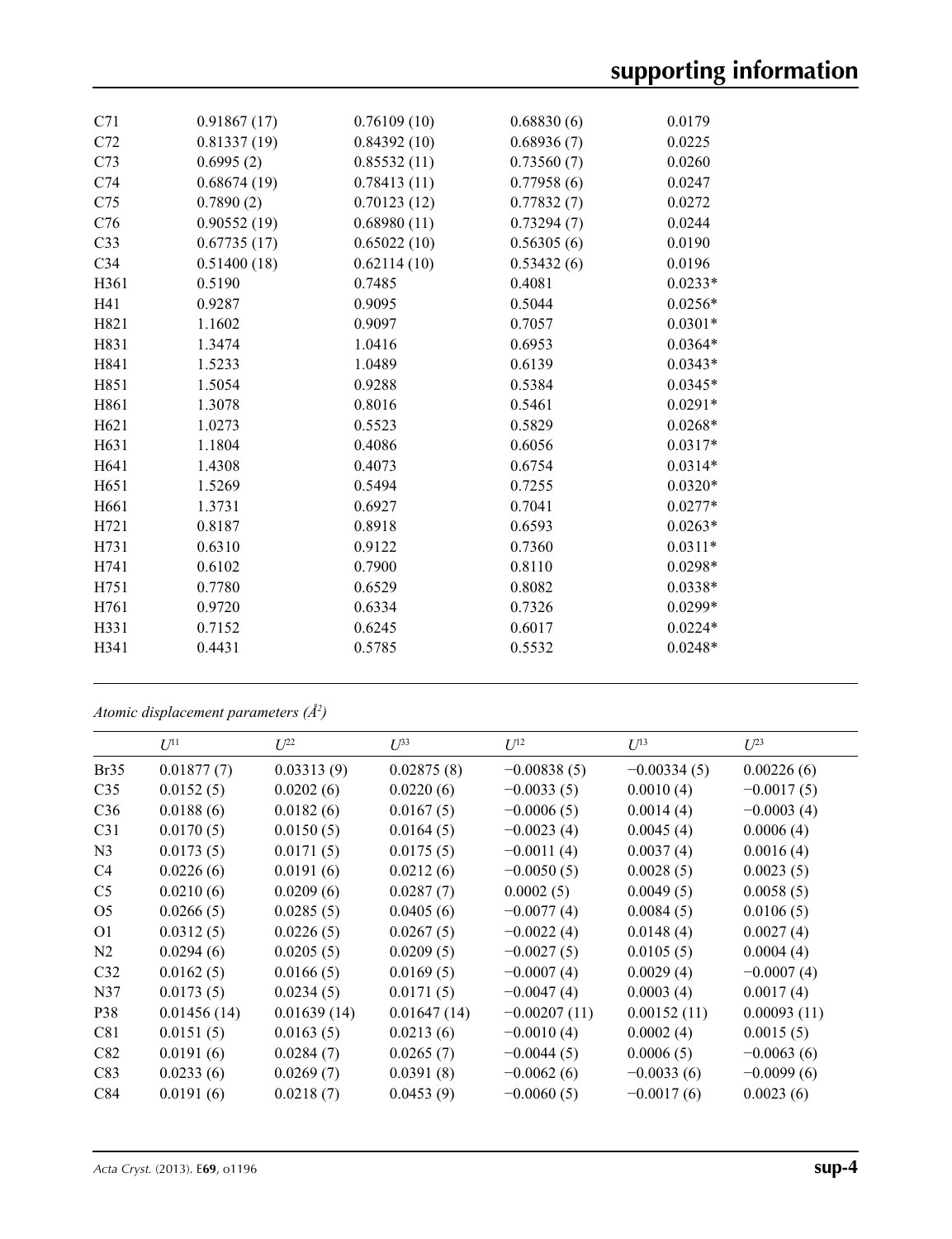| | | | | |
|---|---|---|---|---|
| C71 | 0.91867 (17) | 0.76109 (10) | 0.68830 (6) | 0.0179 |
| C72 | 0.81337 (19) | 0.84392 (10) | 0.68936 (7) | 0.0225 |
| C73 | 0.6995 (2) | 0.85532 (11) | 0.73560 (7) | 0.0260 |
| C74 | 0.68674 (19) | 0.78413 (11) | 0.77958 (6) | 0.0247 |
| C75 | 0.7890 (2) | 0.70123 (12) | 0.77832 (7) | 0.0272 |
| C76 | 0.90552 (19) | 0.68980 (11) | 0.73294 (7) | 0.0244 |
| C33 | 0.67735 (17) | 0.65022 (10) | 0.56305 (6) | 0.0190 |
| C34 | 0.51400 (18) | 0.62114 (10) | 0.53432 (6) | 0.0196 |
| H361 | 0.5190 | 0.7485 | 0.4081 | 0.0233* |
| H41 | 0.9287 | 0.9095 | 0.5044 | 0.0256* |
| H821 | 1.1602 | 0.9097 | 0.7057 | 0.0301* |
| H831 | 1.3474 | 1.0416 | 0.6953 | 0.0364* |
| H841 | 1.5233 | 1.0489 | 0.6139 | 0.0343* |
| H851 | 1.5054 | 0.9288 | 0.5384 | 0.0345* |
| H861 | 1.3078 | 0.8016 | 0.5461 | 0.0291* |
| H621 | 1.0273 | 0.5523 | 0.5829 | 0.0268* |
| H631 | 1.1804 | 0.4086 | 0.6056 | 0.0317* |
| H641 | 1.4308 | 0.4073 | 0.6754 | 0.0314* |
| H651 | 1.5269 | 0.5494 | 0.7255 | 0.0320* |
| H661 | 1.3731 | 0.6927 | 0.7041 | 0.0277* |
| H721 | 0.8187 | 0.8918 | 0.6593 | 0.0263* |
| H731 | 0.6310 | 0.9122 | 0.7360 | 0.0311* |
| H741 | 0.6102 | 0.7900 | 0.8110 | 0.0298* |
| H751 | 0.7780 | 0.6529 | 0.8082 | 0.0338* |
| H761 | 0.9720 | 0.6334 | 0.7326 | 0.0299* |
| H331 | 0.7152 | 0.6245 | 0.6017 | 0.0224* |
| H341 | 0.4431 | 0.5785 | 0.5532 | 0.0248* |

*Atomic displacement parameters ($Å^2$)*

| | $U^{11}$ | $U^{22}$ | $U^{33}$ | $U^{12}$ | $U^{13}$ | $U^{23}$ |
|---|---|---|---|---|---|---|
| Br35 | 0.01877 (7) | 0.03313 (9) | 0.02875 (8) | −0.00838 (5) | −0.00334 (5) | 0.00226 (6) |
| C35 | 0.0152 (5) | 0.0202 (6) | 0.0220 (6) | −0.0033 (5) | 0.0010 (4) | −0.0017 (5) |
| C36 | 0.0188 (6) | 0.0182 (6) | 0.0167 (5) | −0.0006 (5) | 0.0014 (4) | −0.0003 (4) |
| C31 | 0.0170 (5) | 0.0150 (5) | 0.0164 (5) | −0.0023 (4) | 0.0045 (4) | 0.0006 (4) |
| N3 | 0.0173 (5) | 0.0171 (5) | 0.0175 (5) | −0.0011 (4) | 0.0037 (4) | 0.0016 (4) |
| C4 | 0.0226 (6) | 0.0191 (6) | 0.0212 (6) | −0.0050 (5) | 0.0028 (5) | 0.0023 (5) |
| C5 | 0.0210 (6) | 0.0209 (6) | 0.0287 (7) | 0.0002 (5) | 0.0049 (5) | 0.0058 (5) |
| O5 | 0.0266 (5) | 0.0285 (5) | 0.0405 (6) | −0.0077 (4) | 0.0084 (5) | 0.0106 (5) |
| O1 | 0.0312 (5) | 0.0226 (5) | 0.0267 (5) | −0.0022 (4) | 0.0148 (4) | 0.0027 (4) |
| N2 | 0.0294 (6) | 0.0205 (5) | 0.0209 (5) | −0.0027 (5) | 0.0105 (5) | 0.0004 (4) |
| C32 | 0.0162 (5) | 0.0166 (5) | 0.0169 (5) | −0.0007 (4) | 0.0029 (4) | −0.0007 (4) |
| N37 | 0.0173 (5) | 0.0234 (5) | 0.0171 (5) | −0.0047 (4) | 0.0003 (4) | 0.0017 (4) |
| P38 | 0.01456 (14) | 0.01639 (14) | 0.01647 (14) | −0.00207 (11) | 0.00152 (11) | 0.00093 (11) |
| C81 | 0.0151 (5) | 0.0163 (5) | 0.0213 (6) | −0.0010 (4) | 0.0002 (4) | 0.0015 (5) |
| C82 | 0.0191 (6) | 0.0284 (7) | 0.0265 (7) | −0.0044 (5) | 0.0006 (5) | −0.0063 (6) |
| C83 | 0.0233 (6) | 0.0269 (7) | 0.0391 (8) | −0.0062 (6) | −0.0033 (6) | −0.0099 (6) |
| C84 | 0.0191 (6) | 0.0218 (7) | 0.0453 (9) | −0.0060 (5) | −0.0017 (6) | 0.0023 (6) |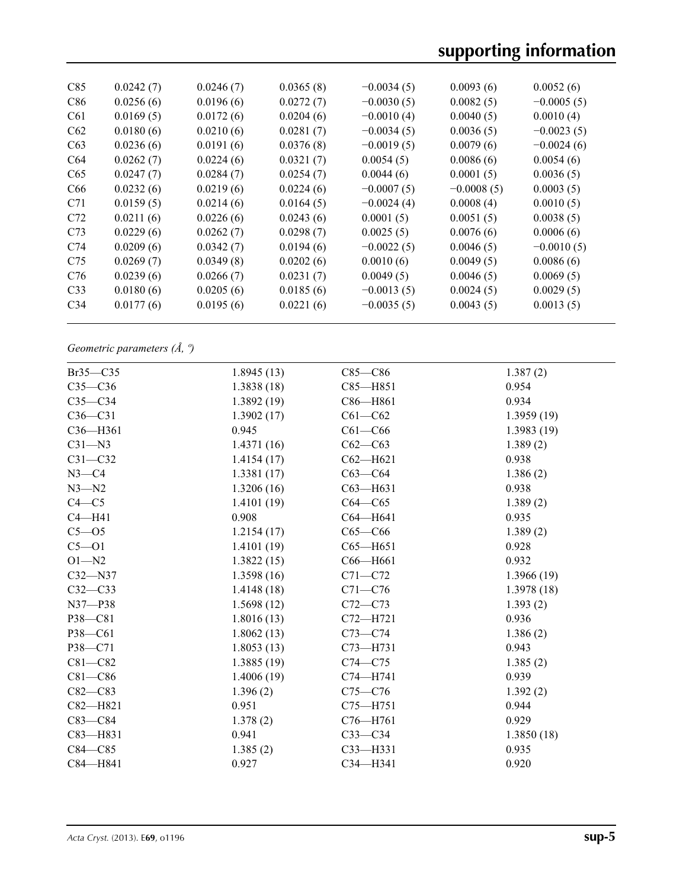| | | | | | | |
|---|---|---|---|---|---|---|
| C85 | 0.0242 (7) | 0.0246 (7) | 0.0365 (8) | −0.0034 (5) | 0.0093 (6) | 0.0052 (6) |
| C86 | 0.0256 (6) | 0.0196 (6) | 0.0272 (7) | −0.0030 (5) | 0.0082 (5) | −0.0005 (5) |
| C61 | 0.0169 (5) | 0.0172 (6) | 0.0204 (6) | −0.0010 (4) | 0.0040 (5) | 0.0010 (4) |
| C62 | 0.0180 (6) | 0.0210 (6) | 0.0281 (7) | −0.0034 (5) | 0.0036 (5) | −0.0023 (5) |
| C63 | 0.0236 (6) | 0.0191 (6) | 0.0376 (8) | −0.0019 (5) | 0.0079 (6) | −0.0024 (6) |
| C64 | 0.0262 (7) | 0.0224 (6) | 0.0321 (7) | 0.0054 (5) | 0.0086 (6) | 0.0054 (6) |
| C65 | 0.0247 (7) | 0.0284 (7) | 0.0254 (7) | 0.0044 (6) | 0.0001 (5) | 0.0036 (5) |
| C66 | 0.0232 (6) | 0.0219 (6) | 0.0224 (6) | −0.0007 (5) | −0.0008 (5) | 0.0003 (5) |
| C71 | 0.0159 (5) | 0.0214 (6) | 0.0164 (5) | −0.0024 (4) | 0.0008 (4) | 0.0010 (5) |
| C72 | 0.0211 (6) | 0.0226 (6) | 0.0243 (6) | 0.0001 (5) | 0.0051 (5) | 0.0038 (5) |
| C73 | 0.0229 (6) | 0.0262 (7) | 0.0298 (7) | 0.0025 (5) | 0.0076 (6) | 0.0006 (6) |
| C74 | 0.0209 (6) | 0.0342 (7) | 0.0194 (6) | −0.0022 (5) | 0.0046 (5) | −0.0010 (5) |
| C75 | 0.0269 (7) | 0.0349 (8) | 0.0202 (6) | 0.0010 (6) | 0.0049 (5) | 0.0086 (6) |
| C76 | 0.0239 (6) | 0.0266 (7) | 0.0231 (7) | 0.0049 (5) | 0.0046 (5) | 0.0069 (5) |
| C33 | 0.0180 (6) | 0.0205 (6) | 0.0185 (6) | −0.0013 (5) | 0.0024 (5) | 0.0029 (5) |
| C34 | 0.0177 (6) | 0.0195 (6) | 0.0221 (6) | −0.0035 (5) | 0.0043 (5) | 0.0013 (5) |

*Geometric parameters (Å, º)*

| | | | |
|---|---|---|---|
| Br35—C35 | 1.8945 (13) | C85—C86 | 1.387 (2) |
| C35—C36 | 1.3838 (18) | C85—H851 | 0.954 |
| C35—C34 | 1.3892 (19) | C86—H861 | 0.934 |
| C36—C31 | 1.3902 (17) | C61—C62 | 1.3959 (19) |
| C36—H361 | 0.945 | C61—C66 | 1.3983 (19) |
| C31—N3 | 1.4371 (16) | C62—C63 | 1.389 (2) |
| C31—C32 | 1.4154 (17) | C62—H621 | 0.938 |
| N3—C4 | 1.3381 (17) | C63—C64 | 1.386 (2) |
| N3—N2 | 1.3206 (16) | C63—H631 | 0.938 |
| C4—C5 | 1.4101 (19) | C64—C65 | 1.389 (2) |
| C4—H41 | 0.908 | C64—H641 | 0.935 |
| C5—O5 | 1.2154 (17) | C65—C66 | 1.389 (2) |
| C5—O1 | 1.4101 (19) | C65—H651 | 0.928 |
| O1—N2 | 1.3822 (15) | C66—H661 | 0.932 |
| C32—N37 | 1.3598 (16) | C71—C72 | 1.3966 (19) |
| C32—C33 | 1.4148 (18) | C71—C76 | 1.3978 (18) |
| N37—P38 | 1.5698 (12) | C72—C73 | 1.393 (2) |
| P38—C81 | 1.8016 (13) | C72—H721 | 0.936 |
| P38—C61 | 1.8062 (13) | C73—C74 | 1.386 (2) |
| P38—C71 | 1.8053 (13) | C73—H731 | 0.943 |
| C81—C82 | 1.3885 (19) | C74—C75 | 1.385 (2) |
| C81—C86 | 1.4006 (19) | C74—H741 | 0.939 |
| C82—C83 | 1.396 (2) | C75—C76 | 1.392 (2) |
| C82—H821 | 0.951 | C75—H751 | 0.944 |
| C83—C84 | 1.378 (2) | C76—H761 | 0.929 |
| C83—H831 | 0.941 | C33—C34 | 1.3850 (18) |
| C84—C85 | 1.385 (2) | C33—H331 | 0.935 |
| C84—H841 | 0.927 | C34—H341 | 0.920 |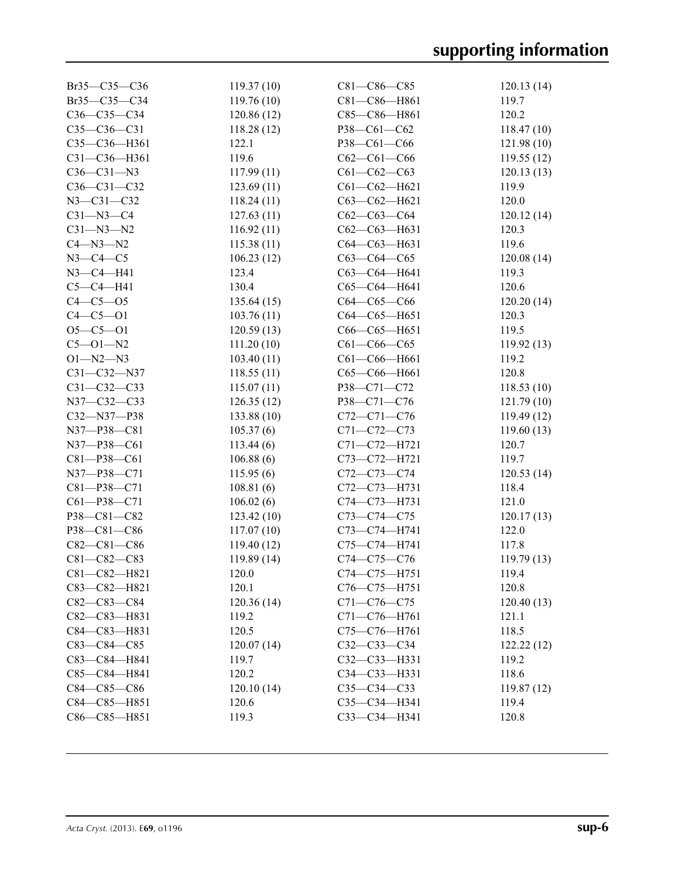| | | | |
|---|---|---|---|
| Br35—C35—C36 | 119.37 (10) | C81—C86—C85 | 120.13 (14) |
| Br35—C35—C34 | 119.76 (10) | C81—C86—H861 | 119.7 |
| C36—C35—C34 | 120.86 (12) | C85—C86—H861 | 120.2 |
| C35—C36—C31 | 118.28 (12) | P38—C61—C62 | 118.47 (10) |
| C35—C36—H361 | 122.1 | P38—C61—C66 | 121.98 (10) |
| C31—C36—H361 | 119.6 | C62—C61—C66 | 119.55 (12) |
| C36—C31—N3 | 117.99 (11) | C61—C62—C63 | 120.13 (13) |
| C36—C31—C32 | 123.69 (11) | C61—C62—H621 | 119.9 |
| N3—C31—C32 | 118.24 (11) | C63—C62—H621 | 120.0 |
| C31—N3—C4 | 127.63 (11) | C62—C63—C64 | 120.12 (14) |
| C31—N3—N2 | 116.92 (11) | C62—C63—H631 | 120.3 |
| C4—N3—N2 | 115.38 (11) | C64—C63—H631 | 119.6 |
| N3—C4—C5 | 106.23 (12) | C63—C64—C65 | 120.08 (14) |
| N3—C4—H41 | 123.4 | C63—C64—H641 | 119.3 |
| C5—C4—H41 | 130.4 | C65—C64—H641 | 120.6 |
| C4—C5—O5 | 135.64 (15) | C64—C65—C66 | 120.20 (14) |
| C4—C5—O1 | 103.76 (11) | C64—C65—H651 | 120.3 |
| O5—C5—O1 | 120.59 (13) | C66—C65—H651 | 119.5 |
| C5—O1—N2 | 111.20 (10) | C61—C66—C65 | 119.92 (13) |
| O1—N2—N3 | 103.40 (11) | C61—C66—H661 | 119.2 |
| C31—C32—N37 | 118.55 (11) | C65—C66—H661 | 120.8 |
| C31—C32—C33 | 115.07 (11) | P38—C71—C72 | 118.53 (10) |
| N37—C32—C33 | 126.35 (12) | P38—C71—C76 | 121.79 (10) |
| C32—N37—P38 | 133.88 (10) | C72—C71—C76 | 119.49 (12) |
| N37—P38—C81 | 105.37 (6) | C71—C72—C73 | 119.60 (13) |
| N37—P38—C61 | 113.44 (6) | C71—C72—H721 | 120.7 |
| C81—P38—C61 | 106.88 (6) | C73—C72—H721 | 119.7 |
| N37—P38—C71 | 115.95 (6) | C72—C73—C74 | 120.53 (14) |
| C81—P38—C71 | 108.81 (6) | C72—C73—H731 | 118.4 |
| C61—P38—C71 | 106.02 (6) | C74—C73—H731 | 121.0 |
| P38—C81—C82 | 123.42 (10) | C73—C74—C75 | 120.17 (13) |
| P38—C81—C86 | 117.07 (10) | C73—C74—H741 | 122.0 |
| C82—C81—C86 | 119.40 (12) | C75—C74—H741 | 117.8 |
| C81—C82—C83 | 119.89 (14) | C74—C75—C76 | 119.79 (13) |
| C81—C82—H821 | 120.0 | C74—C75—H751 | 119.4 |
| C83—C82—H821 | 120.1 | C76—C75—H751 | 120.8 |
| C82—C83—C84 | 120.36 (14) | C71—C76—C75 | 120.40 (13) |
| C82—C83—H831 | 119.2 | C71—C76—H761 | 121.1 |
| C84—C83—H831 | 120.5 | C75—C76—H761 | 118.5 |
| C83—C84—C85 | 120.07 (14) | C32—C33—C34 | 122.22 (12) |
| C83—C84—H841 | 119.7 | C32—C33—H331 | 119.2 |
| C85—C84—H841 | 120.2 | C34—C33—H331 | 118.6 |
| C84—C85—C86 | 120.10 (14) | C35—C34—C33 | 119.87 (12) |
| C84—C85—H851 | 120.6 | C35—C34—H341 | 119.4 |
| C86—C85—H851 | 119.3 | C33—C34—H341 | 120.8 |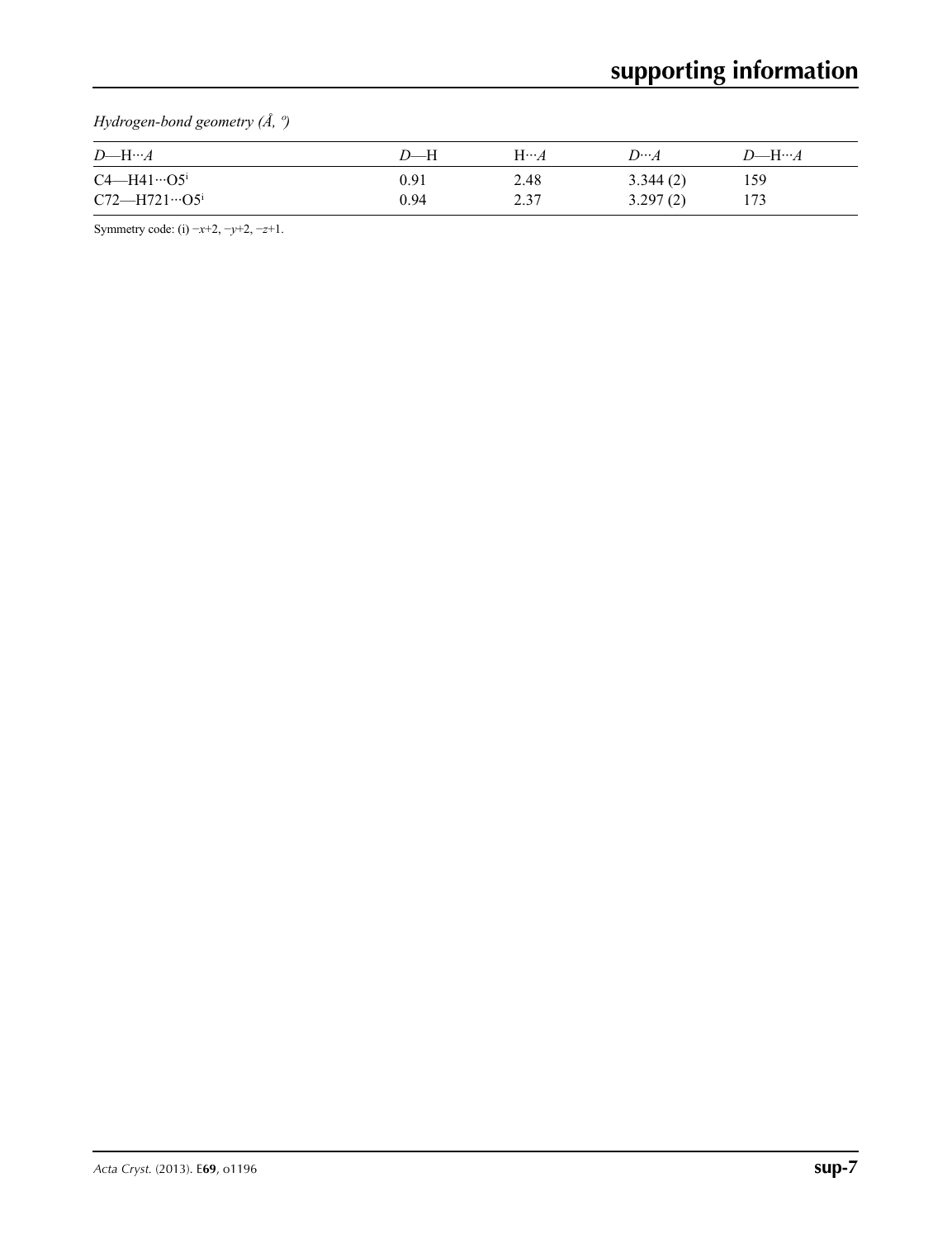*Hydrogen-bond geometry (Å, º)*

| $D$—H···$A$ | $D$—H | H···$A$ | $D$···$A$ | $D$—H···$A$ |
|---|---|---|---|---|
| C4—H41···O5$^{i}$ | 0.91 | 2.48 | 3.344 (2) | 159 |
| C72—H721···O5$^{i}$ | 0.94 | 2.37 | 3.297 (2) | 173 |

Symmetry code: (i) $-x+2, -y+2, -z+1$.